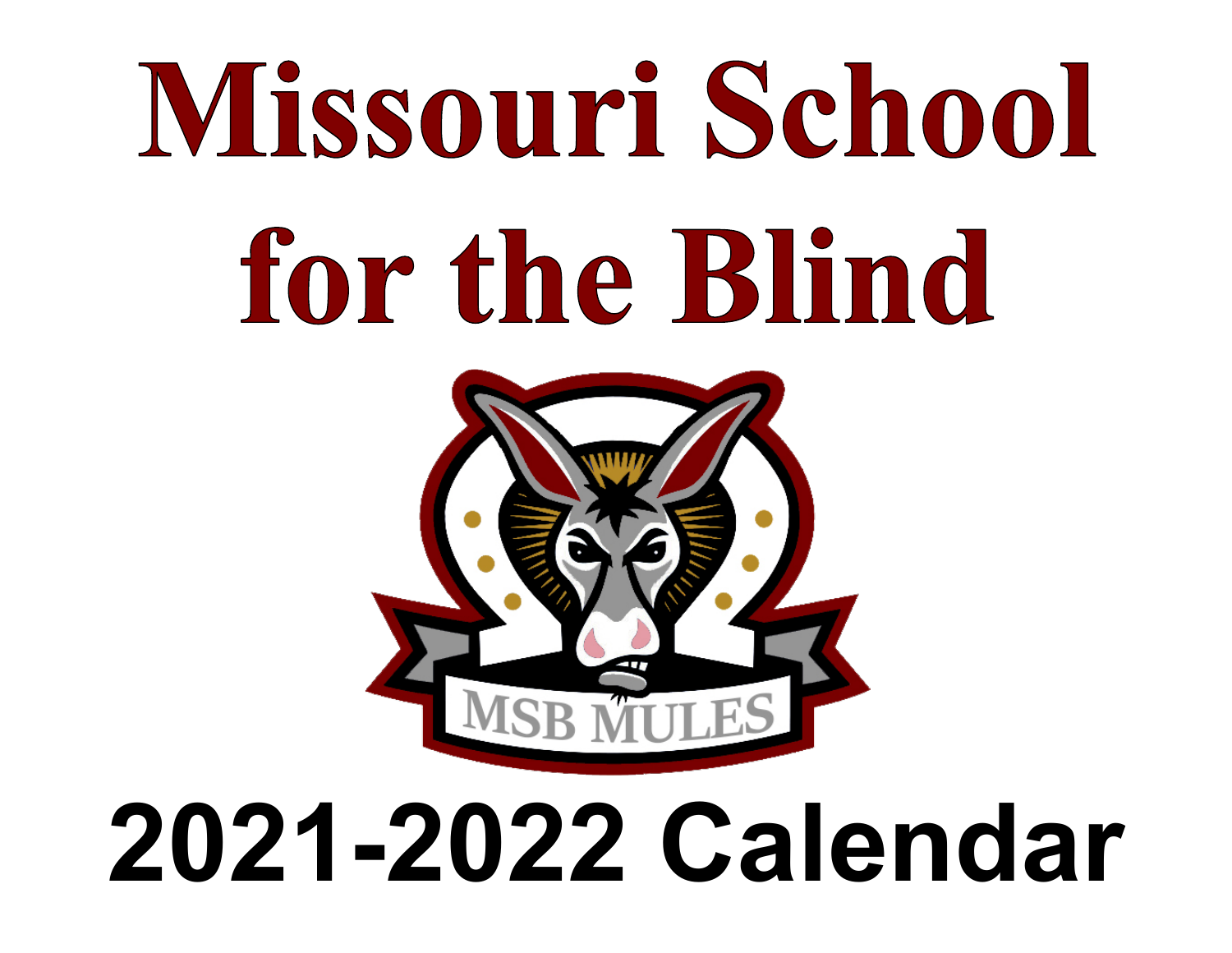# Missouri School for the Blind

MSB MULES

# 2021-2022 Calendar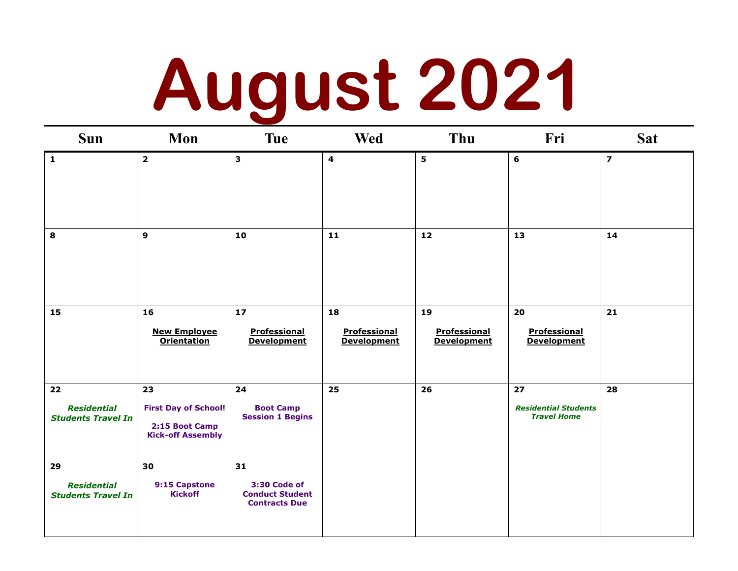# August 2021

| Sun | Mon | Tue | Wed | Thu | Fri | Sat |
|---|---|---|---|---|---|---|
| 1 | 2 | 3 | 4 | 5 | 6 | 7 |
| 8 | 9 | 10 | 11 | 12 | 13 | 14 |
| 15 | 16 **New Employee Orientation** | 17 **Professional Development** | 18 **Professional Development** | 19 **Professional Development** | 20 **Professional Development** | 21 |
| 22 ***Residential Students Travel In*** | 23 **First Day of School!** **2:15 Boot Camp Kick-off Assembly** | 24 **Boot Camp Session 1 Begins** | 25 | 26 | 27 ***Residential Students Travel Home*** | 28 |
| 29 ***Residential Students Travel In*** | 30 **9:15 Capstone Kickoff** | 31 **3:30 Code of Conduct Student Contracts Due** | | | | |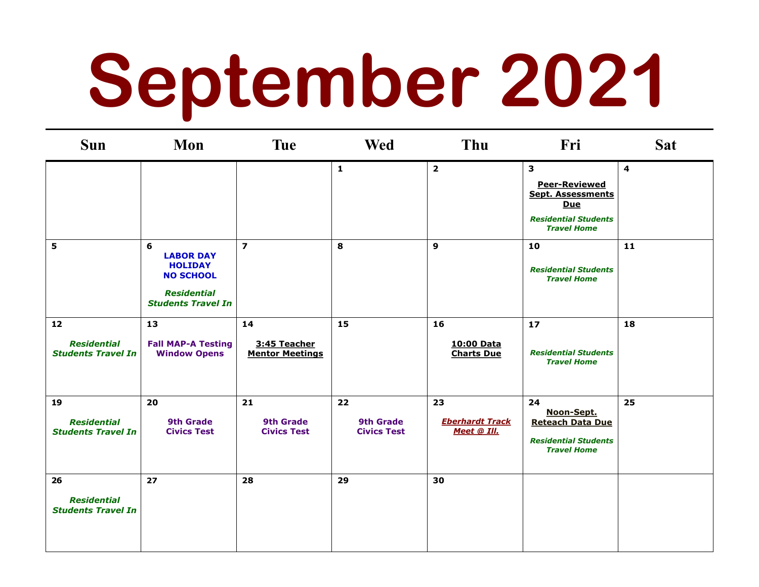# September 2021

| Sun | Mon | Tue | Wed | Thu | Fri | Sat |
|---|---|---|---|---|---|---|
| | | | 1 | 2 | 3 **Peer-Reviewed Sept. Assessments Due** *Residential Students Travel Home* | 4 |
| 5 | 6 **LABOR DAY HOLIDAY NO SCHOOL** *Residential Students Travel In* | 7 | 8 | 9 | 10 *Residential Students Travel Home* | 11 |
| 12 *Residential Students Travel In* | 13 **Fall MAP-A Testing Window Opens** | 14 **3:45 Teacher Mentor Meetings** | 15 | 16 **10:00 Data Charts Due** | 17 *Residential Students Travel Home* | 18 |
| 19 *Residential Students Travel In* | 20 **9th Grade Civics Test** | 21 **9th Grade Civics Test** | 22 **9th Grade Civics Test** | 23 ***Eberhardt Track Meet @ Ill.*** | 24 **Noon-Sept. Reteach Data Due** *Residential Students Travel Home* | 25 |
| 26 *Residential Students Travel In* | 27 | 28 | 29 | 30 | | |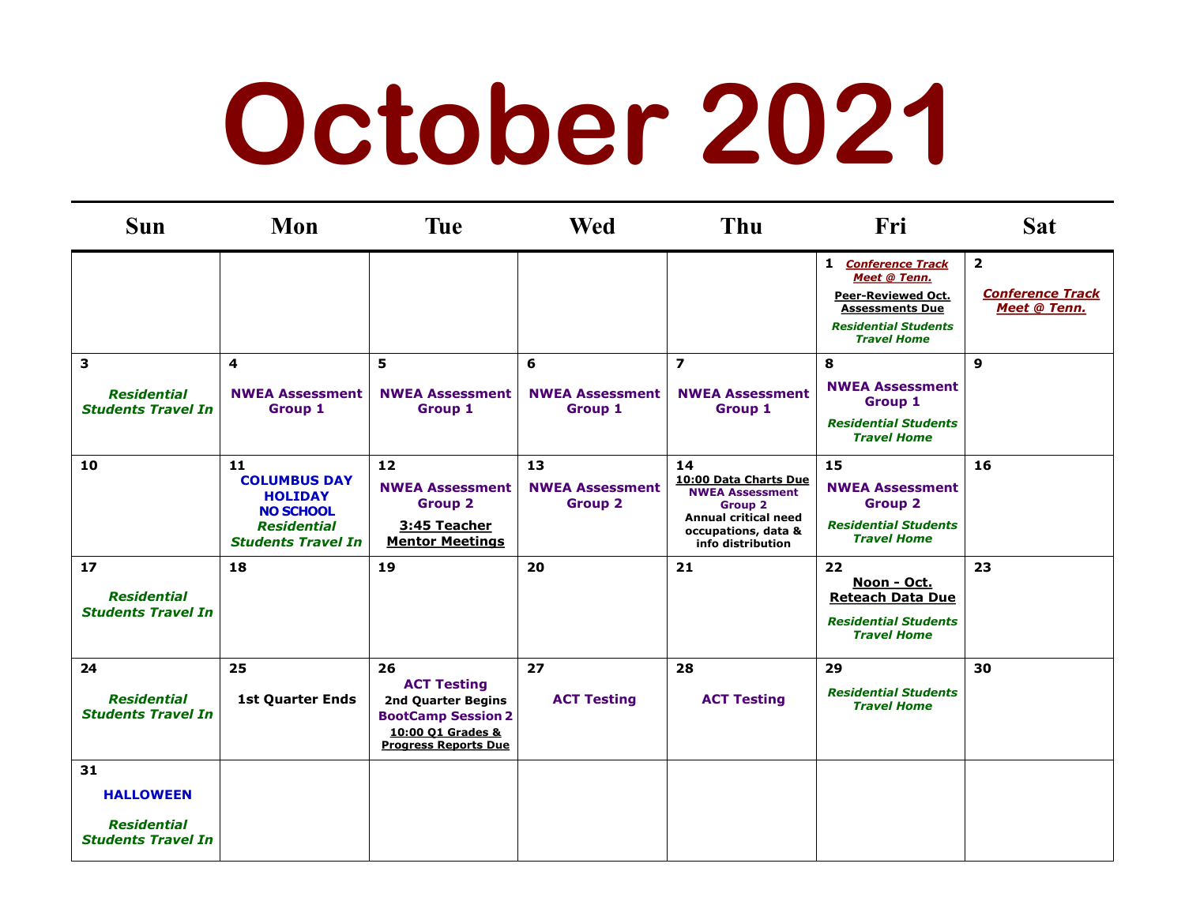# October 2021

| Sun | Mon | Tue | Wed | Thu | Fri | Sat |
|---|---|---|---|---|---|---|
| | | | | | **1** ***Conference Track Meet @ Tenn.*** **Peer-Reviewed Oct. Assessments Due** ***Residential Students Travel Home*** | **2** ***Conference Track Meet @ Tenn.*** |
| **3** ***Residential Students Travel In*** | **4** **NWEA Assessment Group 1** | **5** **NWEA Assessment Group 1** | **6** **NWEA Assessment Group 1** | **7** **NWEA Assessment Group 1** | **8** **NWEA Assessment Group 1** ***Residential Students Travel Home*** | **9** |
| **10** | **11** **COLUMBUS DAY HOLIDAY** **NO SCHOOL** ***Residential Students Travel In*** | **12** **NWEA Assessment Group 2** **3:45 Teacher Mentor Meetings** | **13** **NWEA Assessment Group 2** | **14** **10:00 Data Charts Due** **NWEA Assessment Group 2** **Annual critical need occupations, data & info distribution** | **15** **NWEA Assessment Group 2** ***Residential Students Travel Home*** | **16** |
| **17** ***Residential Students Travel In*** | **18** | **19** | **20** | **21** | **22** **Noon - Oct. Reteach Data Due** ***Residential Students Travel Home*** | **23** |
| **24** ***Residential Students Travel In*** | **25** **1st Quarter Ends** | **26** **ACT Testing** **2nd Quarter Begins** **BootCamp Session 2** **10:00 Q1 Grades & Progress Reports Due** | **27** **ACT Testing** | **28** **ACT Testing** | **29** ***Residential Students Travel Home*** | **30** |
| **31** **HALLOWEEN** ***Residential Students Travel In*** | | | | | | |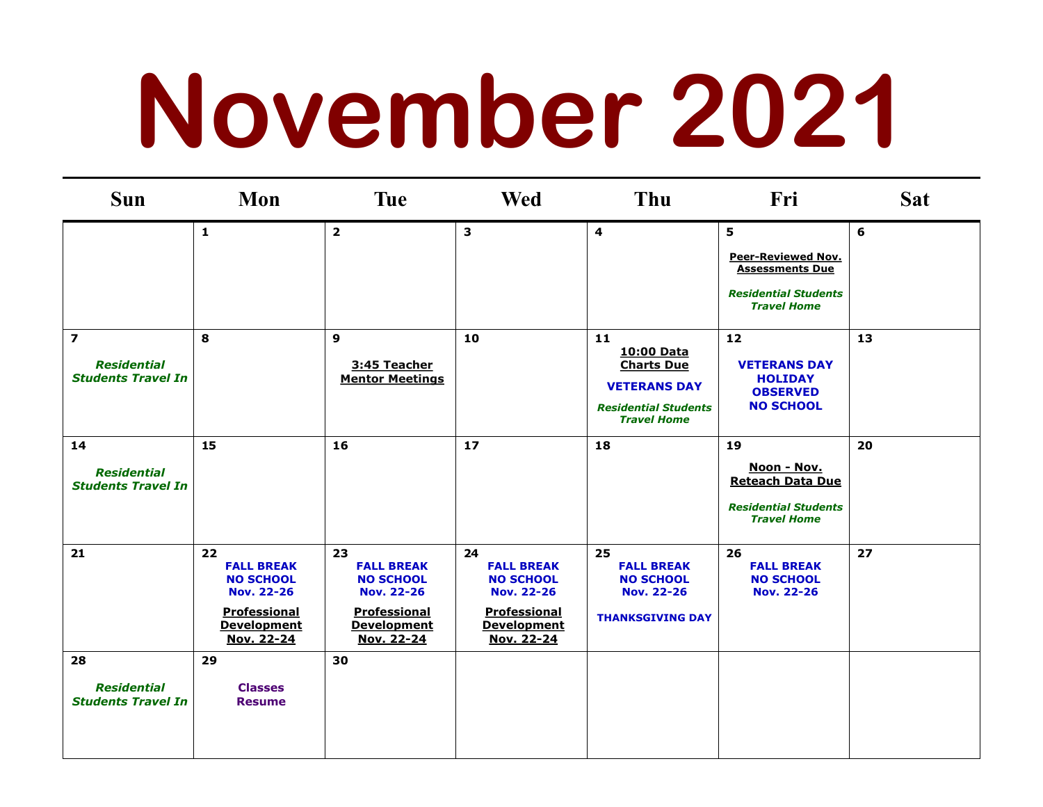# November 2021

| Sun | Mon | Tue | Wed | Thu | Fri | Sat |
|---|---|---|---|---|---|---|
| | **1** | **2** | **3** | **4** | **5** Peer-Reviewed Nov. Assessments Due *Residential Students Travel Home* | **6** |
| **7** *Residential Students Travel In* | **8** | **9** 3:45 Teacher Mentor Meetings | **10** | **11** 10:00 Data Charts Due **VETERANS DAY** *Residential Students Travel Home* | **12** **VETERANS DAY HOLIDAY OBSERVED NO SCHOOL** | **13** |
| **14** *Residential Students Travel In* | **15** | **16** | **17** | **18** | **19** Noon - Nov. Reteach Data Due *Residential Students Travel Home* | **20** |
| **21** | **22** **FALL BREAK NO SCHOOL Nov. 22-26** Professional Development Nov. 22-24 | **23** **FALL BREAK NO SCHOOL Nov. 22-26** Professional Development Nov. 22-24 | **24** **FALL BREAK NO SCHOOL Nov. 22-26** Professional Development Nov. 22-24 | **25** **FALL BREAK NO SCHOOL Nov. 22-26** **THANKSGIVING DAY** | **26** **FALL BREAK NO SCHOOL Nov. 22-26** | **27** |
| **28** *Residential Students Travel In* | **29** **Classes Resume** | **30** | | | | |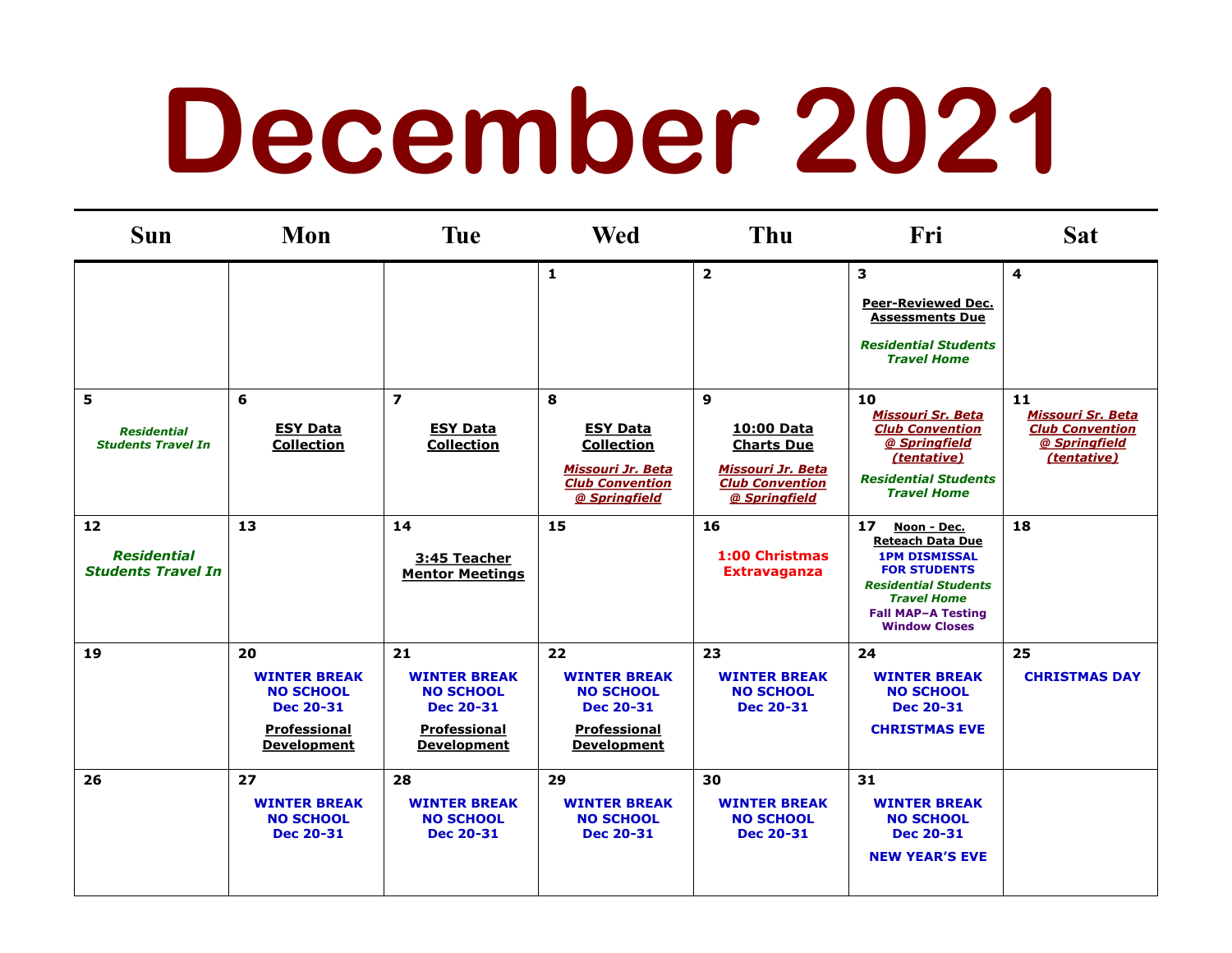# December 2021

| Sun | Mon | Tue | Wed | Thu | Fri | Sat |
|---|---|---|---|---|---|---|
| | | | 1 | 2 | 3<br>**Peer-Reviewed Dec. Assessments Due**<br>***Residential Students Travel Home*** | 4 |
| 5<br>***Residential Students Travel In*** | 6<br>**ESY Data Collection** | 7<br>**ESY Data Collection** | 8<br>**ESY Data Collection**<br>***Missouri Jr. Beta Club Convention @ Springfield*** | 9<br>**10:00 Data Charts Due**<br>***Missouri Jr. Beta Club Convention @ Springfield*** | 10<br>***Missouri Sr. Beta Club Convention @ Springfield (tentative)***<br>***Residential Students Travel Home*** | 11<br>***Missouri Sr. Beta Club Convention @ Springfield (tentative)*** |
| 12<br>***Residential Students Travel In*** | 13 | 14<br>**3:45 Teacher Mentor Meetings** | 15 | 16<br>**1:00 Christmas Extravaganza** | 17<br>**Noon - Dec. Reteach Data Due**<br>**1PM DISMISSAL FOR STUDENTS**<br>***Residential Students Travel Home***<br>**Fall MAP–A Testing Window Closes** | 18 |
| 19 | 20<br>**WINTER BREAK NO SCHOOL Dec 20-31**<br>**Professional Development** | 21<br>**WINTER BREAK NO SCHOOL Dec 20-31**<br>**Professional Development** | 22<br>**WINTER BREAK NO SCHOOL Dec 20-31**<br>**Professional Development** | 23<br>**WINTER BREAK NO SCHOOL Dec 20-31** | 24<br>**WINTER BREAK NO SCHOOL Dec 20-31**<br>**CHRISTMAS EVE** | 25<br>**CHRISTMAS DAY** |
| 26 | 27<br>**WINTER BREAK NO SCHOOL Dec 20-31** | 28<br>**WINTER BREAK NO SCHOOL Dec 20-31** | 29<br>**WINTER BREAK NO SCHOOL Dec 20-31** | 30<br>**WINTER BREAK NO SCHOOL Dec 20-31** | 31<br>**WINTER BREAK NO SCHOOL Dec 20-31**<br>**NEW YEAR'S EVE** | |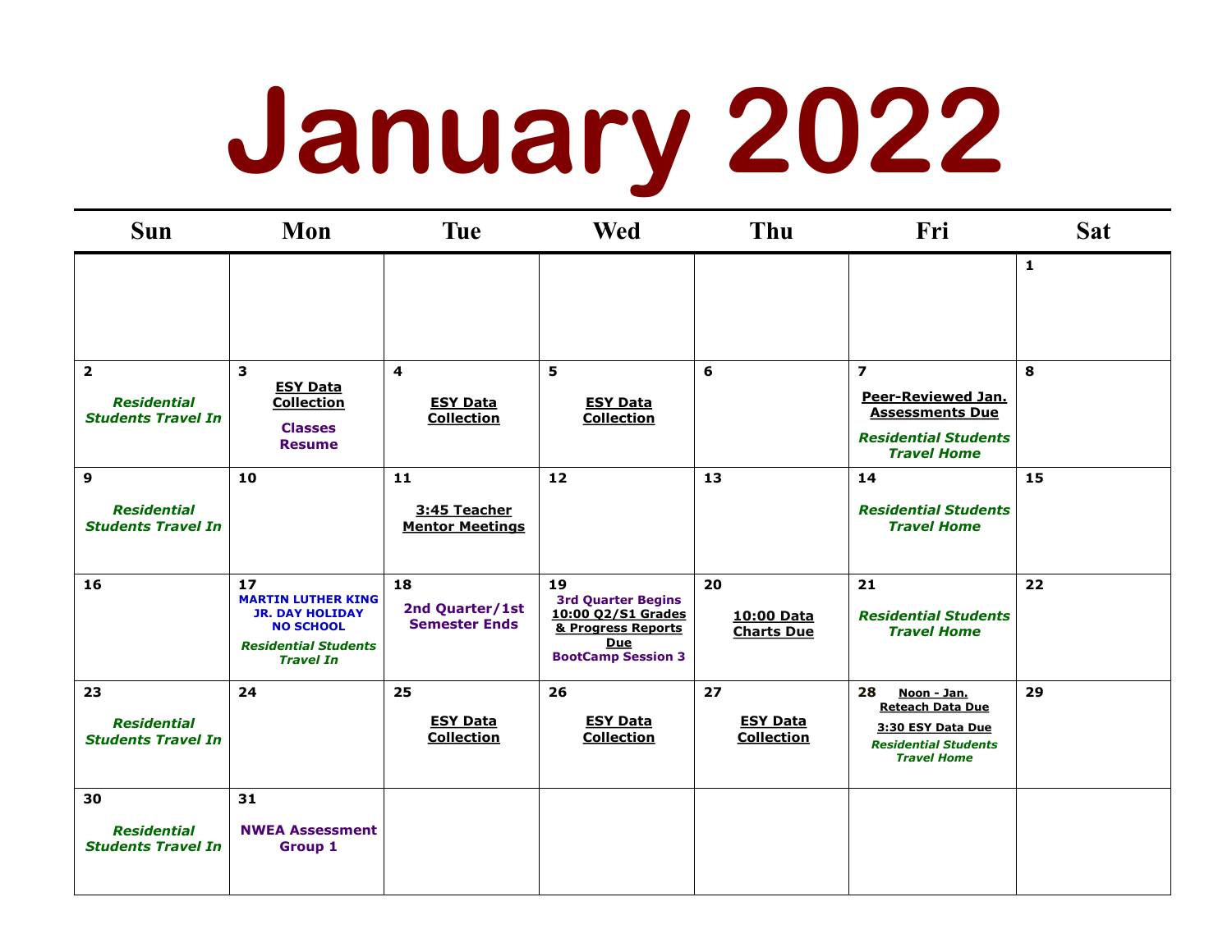# January 2022

| Sun | Mon | Tue | Wed | Thu | Fri | Sat |
|---|---|---|---|---|---|---|
| | | | | | | 1 |
| 2 *Residential Students Travel In* | 3 **ESY Data Collection** **Classes Resume** | 4 **ESY Data Collection** | 5 **ESY Data Collection** | 6 | 7 **Peer-Reviewed Jan. Assessments Due** *Residential Students Travel Home* | 8 |
| 9 *Residential Students Travel In* | 10 | 11 **3:45 Teacher Mentor Meetings** | 12 | 13 | 14 *Residential Students Travel Home* | 15 |
| 16 | 17 **MARTIN LUTHER KING JR. DAY HOLIDAY NO SCHOOL** *Residential Students Travel In* | 18 **2nd Quarter/1st Semester Ends** | 19 **3rd Quarter Begins** **10:00 Q2/S1 Grades & Progress Reports Due** **BootCamp Session 3** | 20 **10:00 Data Charts Due** | 21 *Residential Students Travel Home* | 22 |
| 23 *Residential Students Travel In* | 24 | 25 **ESY Data Collection** | 26 **ESY Data Collection** | 27 **ESY Data Collection** | 28 **Noon - Jan. Reteach Data Due** **3:30 ESY Data Due** *Residential Students Travel Home* | 29 |
| 30 *Residential Students Travel In* | 31 **NWEA Assessment Group 1** | | | | | |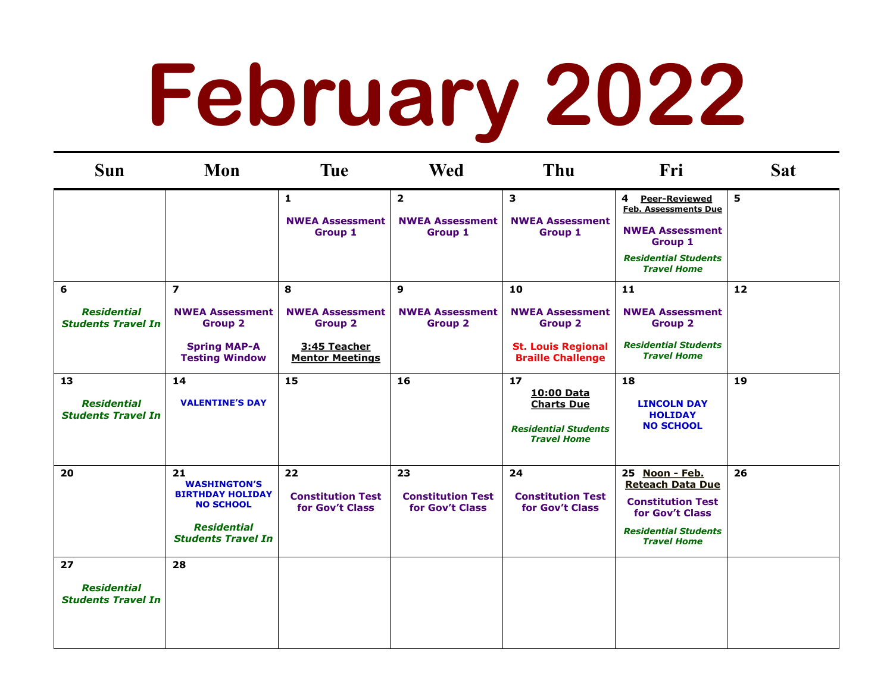# February 2022

| Sun | Mon | Tue | Wed | Thu | Fri | Sat |
|---|---|---|---|---|---|---|
| | | 1 NWEA Assessment Group 1 | 2 NWEA Assessment Group 1 | 3 NWEA Assessment Group 1 | 4 Peer-Reviewed Feb. Assessments Due; NWEA Assessment Group 1; *Residential Students Travel Home* | 5 |
| 6 *Residential Students Travel In* | 7 NWEA Assessment Group 2; Spring MAP-A Testing Window | 8 NWEA Assessment Group 2; 3:45 Teacher Mentor Meetings | 9 NWEA Assessment Group 2 | 10 NWEA Assessment Group 2; St. Louis Regional Braille Challenge | 11 NWEA Assessment Group 2; *Residential Students Travel Home* | 12 |
| 13 *Residential Students Travel In* | 14 VALENTINE'S DAY | 15 | 16 | 17 10:00 Data Charts Due; *Residential Students Travel Home* | 18 LINCOLN DAY HOLIDAY NO SCHOOL | 19 |
| 20 | 21 WASHINGTON'S BIRTHDAY HOLIDAY NO SCHOOL; *Residential Students Travel In* | 22 Constitution Test for Gov't Class | 23 Constitution Test for Gov't Class | 24 Constitution Test for Gov't Class | 25 Noon - Feb. Reteach Data Due; Constitution Test for Gov't Class; *Residential Students Travel Home* | 26 |
| 27 *Residential Students Travel In* | 28 | | | | | |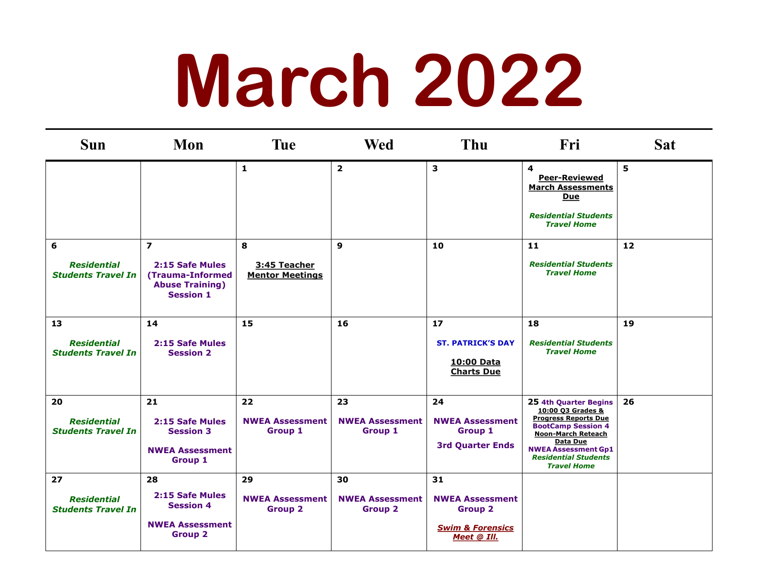# March 2022

| Sun | Mon | Tue | Wed | Thu | Fri | Sat |
|---|---|---|---|---|---|---|
| | | 1 | 2 | 3 | 4 **Peer-Reviewed March Assessments Due** *Residential Students Travel Home* | 5 |
| 6 *Residential Students Travel In* | 7 **2:15 Safe Mules (Trauma-Informed Abuse Training) Session 1** | 8 **3:45 Teacher Mentor Meetings** | 9 | 10 | 11 *Residential Students Travel Home* | 12 |
| 13 *Residential Students Travel In* | 14 **2:15 Safe Mules Session 2** | 15 | 16 | 17 **ST. PATRICK'S DAY** **10:00 Data Charts Due** | 18 *Residential Students Travel Home* | 19 |
| 20 *Residential Students Travel In* | 21 **2:15 Safe Mules Session 3** **NWEA Assessment Group 1** | 22 **NWEA Assessment Group 1** | 23 **NWEA Assessment Group 1** | 24 **NWEA Assessment Group 1** **3rd Quarter Ends** | 25 **4th Quarter Begins** **10:00 Q3 Grades & Progress Reports Due** **BootCamp Session 4** **Noon-March Reteach Data Due** **NWEA Assessment Gp1** *Residential Students Travel Home* | 26 |
| 27 *Residential Students Travel In* | 28 **2:15 Safe Mules Session 4** **NWEA Assessment Group 2** | 29 **NWEA Assessment Group 2** | 30 **NWEA Assessment Group 2** | 31 **NWEA Assessment Group 2** ***Swim & Forensics Meet @ Ill.*** | | |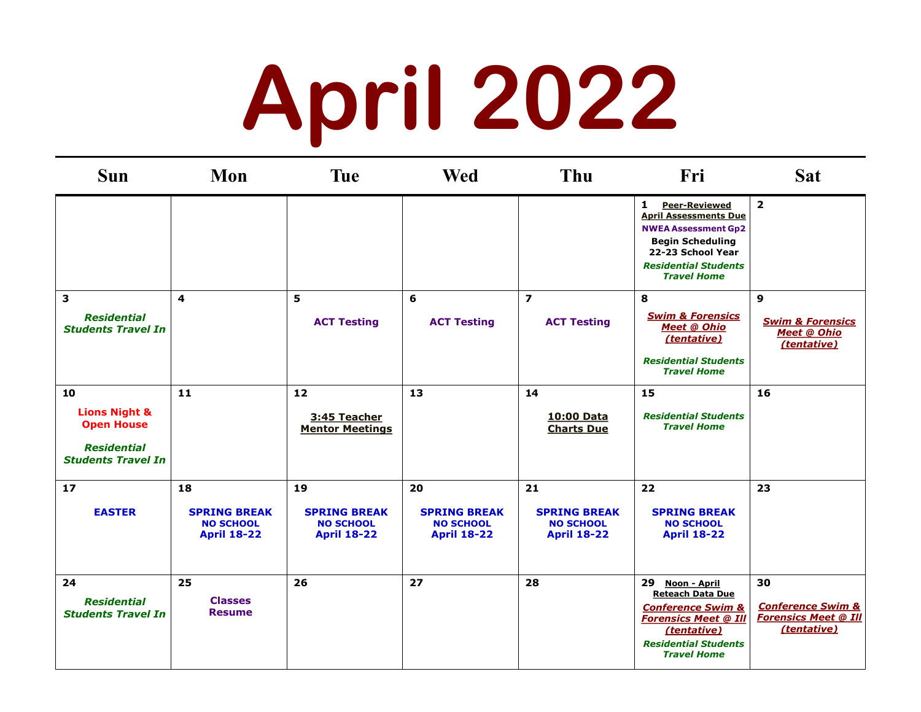# April 2022

| Sun | Mon | Tue | Wed | Thu | Fri | Sat |
|---|---|---|---|---|---|---|
| | | | | | **1** Peer-Reviewed April Assessments Due<br>NWEA Assessment Gp2<br>Begin Scheduling 22-23 School Year<br>*Residential Students Travel Home* | **2** |
| **3**<br>*Residential Students Travel In* | **4** | **5**<br>ACT Testing | **6**<br>ACT Testing | **7**<br>ACT Testing | **8**<br>*Swim & Forensics Meet @ Ohio (tentative)*<br>*Residential Students Travel Home* | **9**<br>*Swim & Forensics Meet @ Ohio (tentative)* |
| **10**<br>Lions Night & Open House<br>*Residential Students Travel In* | **11** | **12**<br>3:45 Teacher Mentor Meetings | **13** | **14**<br>10:00 Data Charts Due | **15**<br>*Residential Students Travel Home* | **16** |
| **17**<br>EASTER | **18**<br>SPRING BREAK<br>NO SCHOOL<br>April 18-22 | **19**<br>SPRING BREAK<br>NO SCHOOL<br>April 18-22 | **20**<br>SPRING BREAK<br>NO SCHOOL<br>April 18-22 | **21**<br>SPRING BREAK<br>NO SCHOOL<br>April 18-22 | **22**<br>SPRING BREAK<br>NO SCHOOL<br>April 18-22 | **23** |
| **24**<br>*Residential Students Travel In* | **25**<br>Classes Resume | **26** | **27** | **28** | **29** Noon - April Reteach Data Due<br>*Conference Swim & Forensics Meet @ Ill (tentative)*<br>*Residential Students Travel Home* | **30**<br>*Conference Swim & Forensics Meet @ Ill (tentative)* |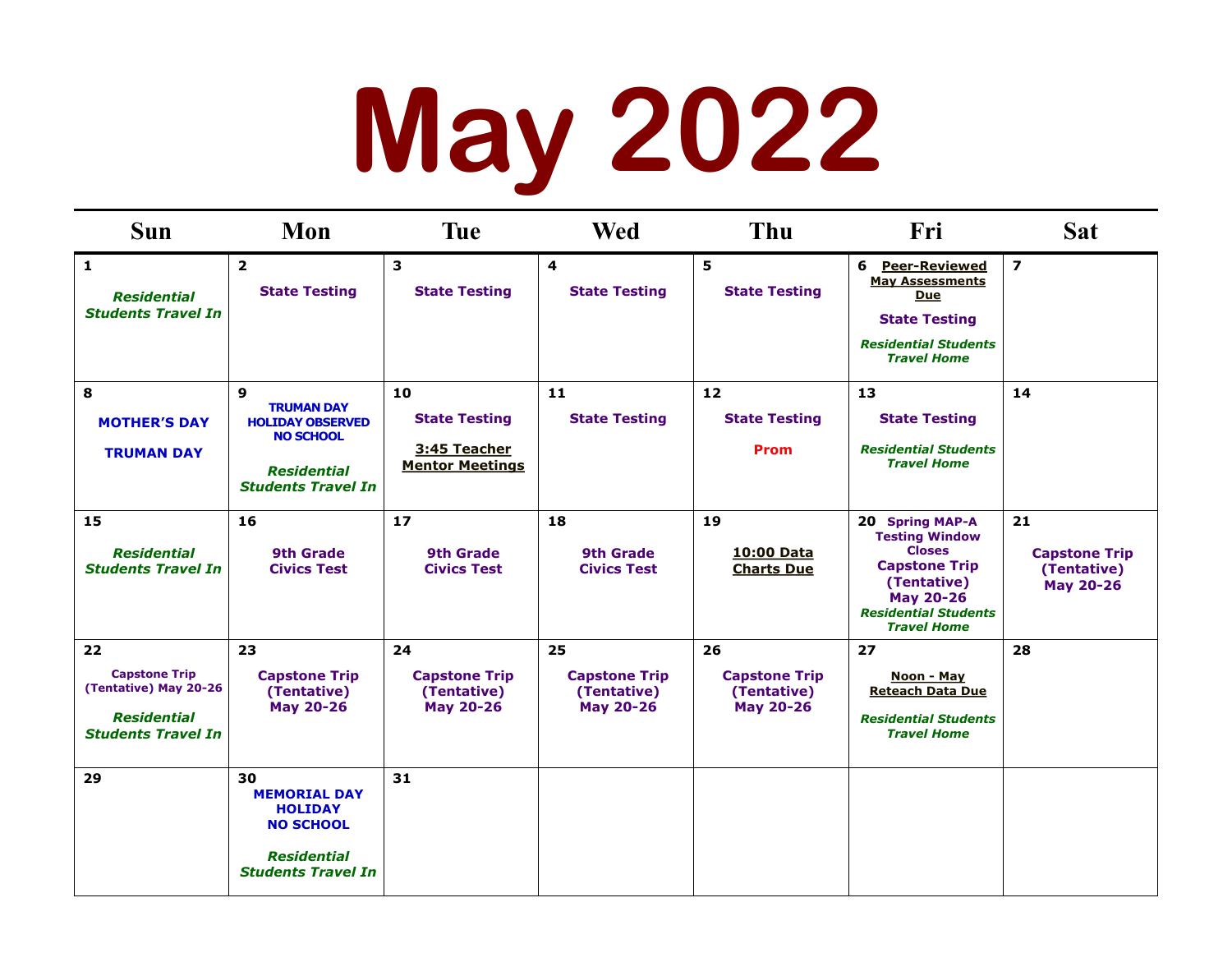# May 2022

| Sun | Mon | Tue | Wed | Thu | Fri | Sat |
|---|---|---|---|---|---|---|
| **1** *Residential Students Travel In* | **2** State Testing | **3** State Testing | **4** State Testing | **5** State Testing | **6** Peer-Reviewed May Assessments Due<br>State Testing<br>*Residential Students Travel Home* | **7** |
| **8** MOTHER'S DAY<br>TRUMAN DAY | **9** TRUMAN DAY HOLIDAY OBSERVED NO SCHOOL<br>*Residential Students Travel In* | **10** State Testing<br>3:45 Teacher Mentor Meetings | **11** State Testing | **12** State Testing<br>Prom | **13** State Testing<br>*Residential Students Travel Home* | **14** |
| **15** *Residential Students Travel In* | **16** 9th Grade Civics Test | **17** 9th Grade Civics Test | **18** 9th Grade Civics Test | **19** 10:00 Data Charts Due | **20** Spring MAP-A Testing Window Closes<br>Capstone Trip (Tentative) May 20-26<br>*Residential Students Travel Home* | **21** Capstone Trip (Tentative) May 20-26 |
| **22** Capstone Trip (Tentative) May 20-26<br>*Residential Students Travel In* | **23** Capstone Trip (Tentative) May 20-26 | **24** Capstone Trip (Tentative) May 20-26 | **25** Capstone Trip (Tentative) May 20-26 | **26** Capstone Trip (Tentative) May 20-26 | **27** Noon - May Reteach Data Due<br>*Residential Students Travel Home* | **28** |
| **29** | **30** MEMORIAL DAY HOLIDAY NO SCHOOL<br>*Residential Students Travel In* | **31** | | | | |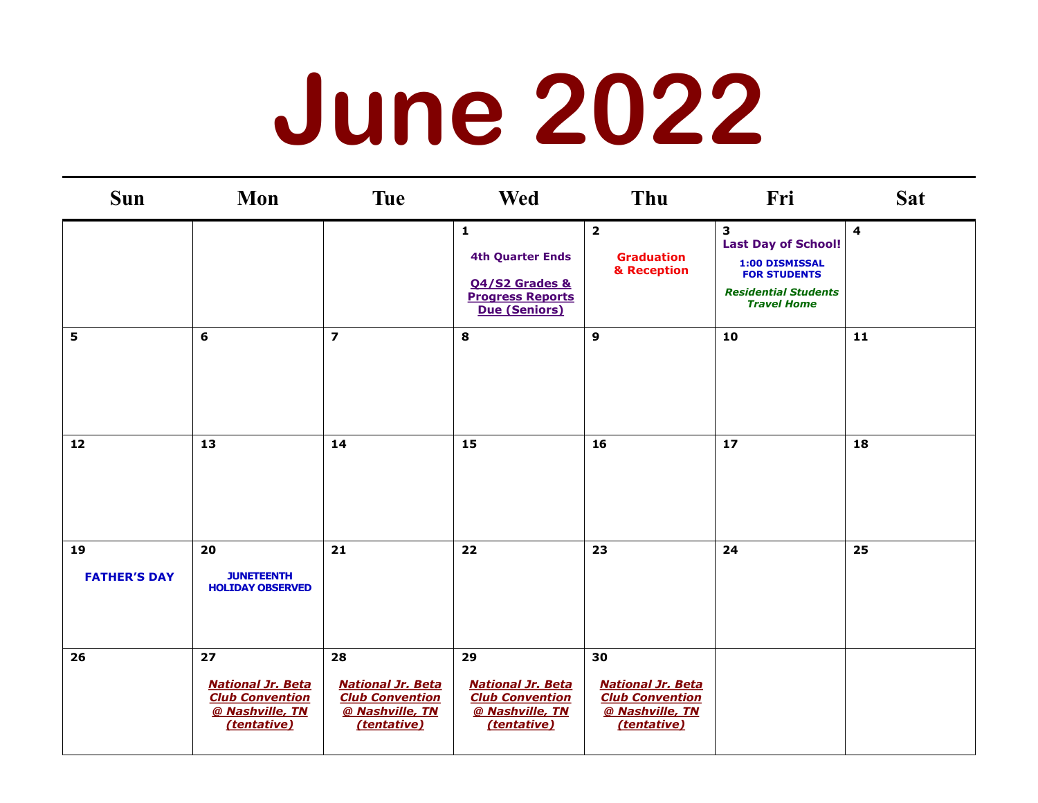# June 2022

| Sun | Mon | Tue | Wed | Thu | Fri | Sat |
|---|---|---|---|---|---|---|
| | | | **1** **4th Quarter Ends** **Q4/S2 Grades & Progress Reports Due (Seniors)** | **2** **Graduation & Reception** | **3** **Last Day of School!** **1:00 DISMISSAL FOR STUDENTS** ***Residential Students Travel Home*** | **4** |
| **5** | **6** | **7** | **8** | **9** | **10** | **11** |
| **12** | **13** | **14** | **15** | **16** | **17** | **18** |
| **19** **FATHER'S DAY** | **20** **JUNETEENTH HOLIDAY OBSERVED** | **21** | **22** | **23** | **24** | **25** |
| **26** | **27** ***National Jr. Beta Club Convention @ Nashville, TN (tentative)*** | **28** ***National Jr. Beta Club Convention @ Nashville, TN (tentative)*** | **29** ***National Jr. Beta Club Convention @ Nashville, TN (tentative)*** | **30** ***National Jr. Beta Club Convention @ Nashville, TN (tentative)*** | | |